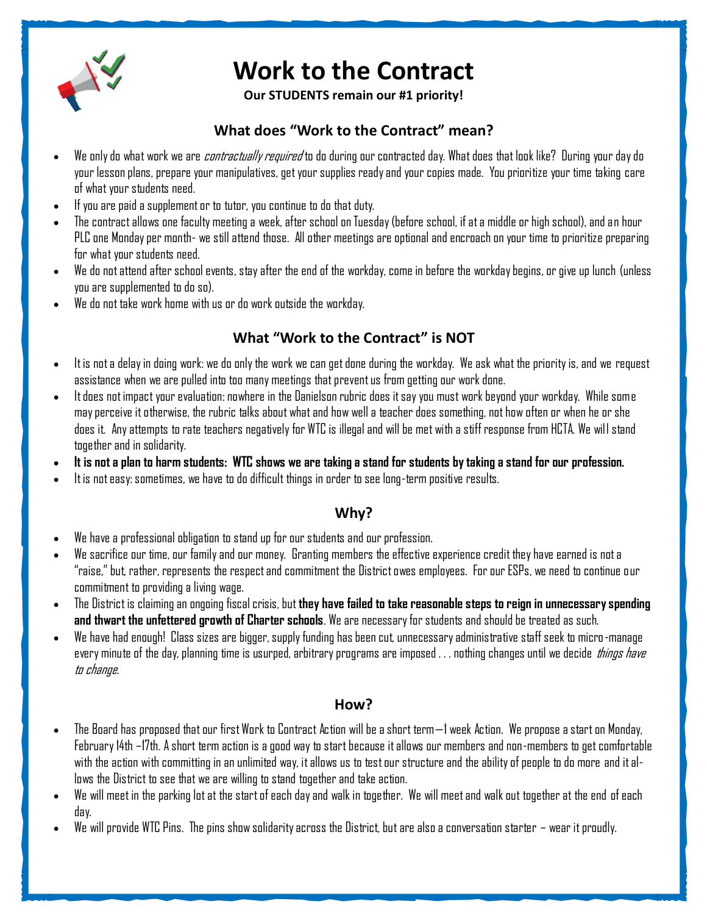# Work to the Contract

**Our STUDENTS remain our #1 priority!**

## What does "Work to the Contract" mean?

- We only do what work we are *contractually required* to do during our contracted day. What does that look like? During your day do your lesson plans, prepare your manipulatives, get your supplies ready and your copies made. You prioritize your time taking care of what your students need.
- If you are paid a supplement or to tutor, you continue to do that duty.
- The contract allows one faculty meeting a week, after school on Tuesday (before school, if at a middle or high school), and an hour PLC one Monday per month- we still attend those. All other meetings are optional and encroach on your time to prioritize preparing for what your students need.
- We do not attend after school events, stay after the end of the workday, come in before the workday begins, or give up lunch (unless you are supplemented to do so).
- We do not take work home with us or do work outside the workday.

## What "Work to the Contract" is NOT

- It is not a delay in doing work: we do only the work we can get done during the workday. We ask what the priority is, and we request assistance when we are pulled into too many meetings that prevent us from getting our work done.
- It does not impact your evaluation: nowhere in the Danielson rubric does it say you must work beyond your workday. While some may perceive it otherwise, the rubric talks about what and how well a teacher does something, not how often or when he or she does it. Any attempts to rate teachers negatively for WTC is illegal and will be met with a stiff response from HCTA. We will stand together and in solidarity.
- **It is not a plan to harm students: WTC shows we are taking a stand for students by taking a stand for our profession.**
- It is not easy: sometimes, we have to do difficult things in order to see long-term positive results.

## Why?

- We have a professional obligation to stand up for our students and our profession.
- We sacrifice our time, our family and our money. Granting members the effective experience credit they have earned is not a "raise," but, rather, represents the respect and commitment the District owes employees. For our ESPs, we need to continue our commitment to providing a living wage.
- The District is claiming an ongoing fiscal crisis, but **they have failed to take reasonable steps to reign in unnecessary spending and thwart the unfettered growth of Charter schools**. We are necessary for students and should be treated as such.
- We have had enough! Class sizes are bigger, supply funding has been cut, unnecessary administrative staff seek to micro-manage every minute of the day, planning time is usurped, arbitrary programs are imposed . . . nothing changes until we decide *things have to change*.

## How?

- The Board has proposed that our first Work to Contract Action will be a short term—1 week Action. We propose a start on Monday, February 14th –17th. A short term action is a good way to start because it allows our members and non-members to get comfortable with the action with committing in an unlimited way, it allows us to test our structure and the ability of people to do more and it allows the District to see that we are willing to stand together and take action.
- We will meet in the parking lot at the start of each day and walk in together. We will meet and walk out together at the end of each day.
- We will provide WTC Pins. The pins show solidarity across the District, but are also a conversation starter – wear it proudly.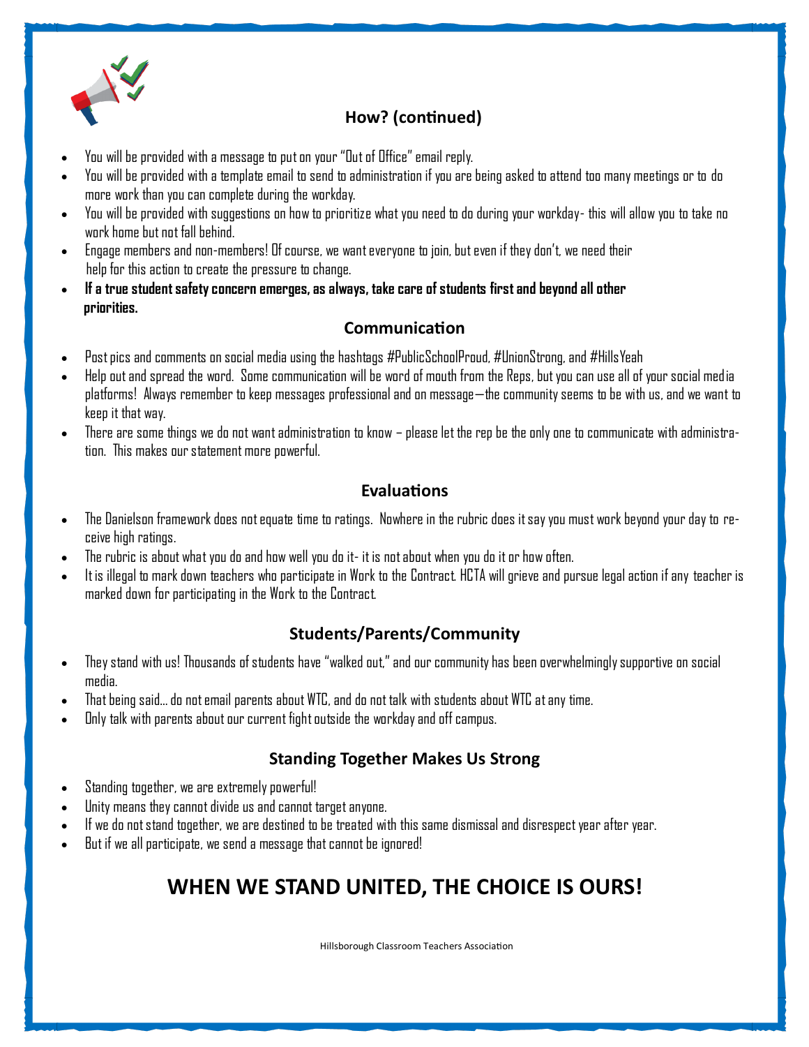## How? (continued)

- You will be provided with a message to put on your "Out of Office" email reply.
- You will be provided with a template email to send to administration if you are being asked to attend too many meetings or to do more work than you can complete during the workday.
- You will be provided with suggestions on how to prioritize what you need to do during your workday- this will allow you to take no work home but not fall behind.
- Engage members and non-members! Of course, we want everyone to join, but even if they don't, we need their help for this action to create the pressure to change.
- **If a true student safety concern emerges, as always, take care of students first and beyond all other priorities.**

## Communication

- Post pics and comments on social media using the hashtags #PublicSchoolProud, #UnionStrong, and #HillsYeah
- Help out and spread the word. Some communication will be word of mouth from the Reps, but you can use all of your social media platforms! Always remember to keep messages professional and on message—the community seems to be with us, and we want to keep it that way.
- There are some things we do not want administration to know – please let the rep be the only one to communicate with administration. This makes our statement more powerful.

## Evaluations

- The Danielson framework does not equate time to ratings. Nowhere in the rubric does it say you must work beyond your day to receive high ratings.
- The rubric is about what you do and how well you do it- it is not about when you do it or how often.
- It is illegal to mark down teachers who participate in Work to the Contract. HCTA will grieve and pursue legal action if any teacher is marked down for participating in the Work to the Contract.

## Students/Parents/Community

- They stand with us! Thousands of students have "walked out," and our community has been overwhelmingly supportive on social media.
- That being said… do not email parents about WTC, and do not talk with students about WTC at any time.
- Only talk with parents about our current fight outside the workday and off campus.

## Standing Together Makes Us Strong

- Standing together, we are extremely powerful!
- Unity means they cannot divide us and cannot target anyone.
- If we do not stand together, we are destined to be treated with this same dismissal and disrespect year after year.
- But if we all participate, we send a message that cannot be ignored!

# WHEN WE STAND UNITED, THE CHOICE IS OURS!

Hillsborough Classroom Teachers Association